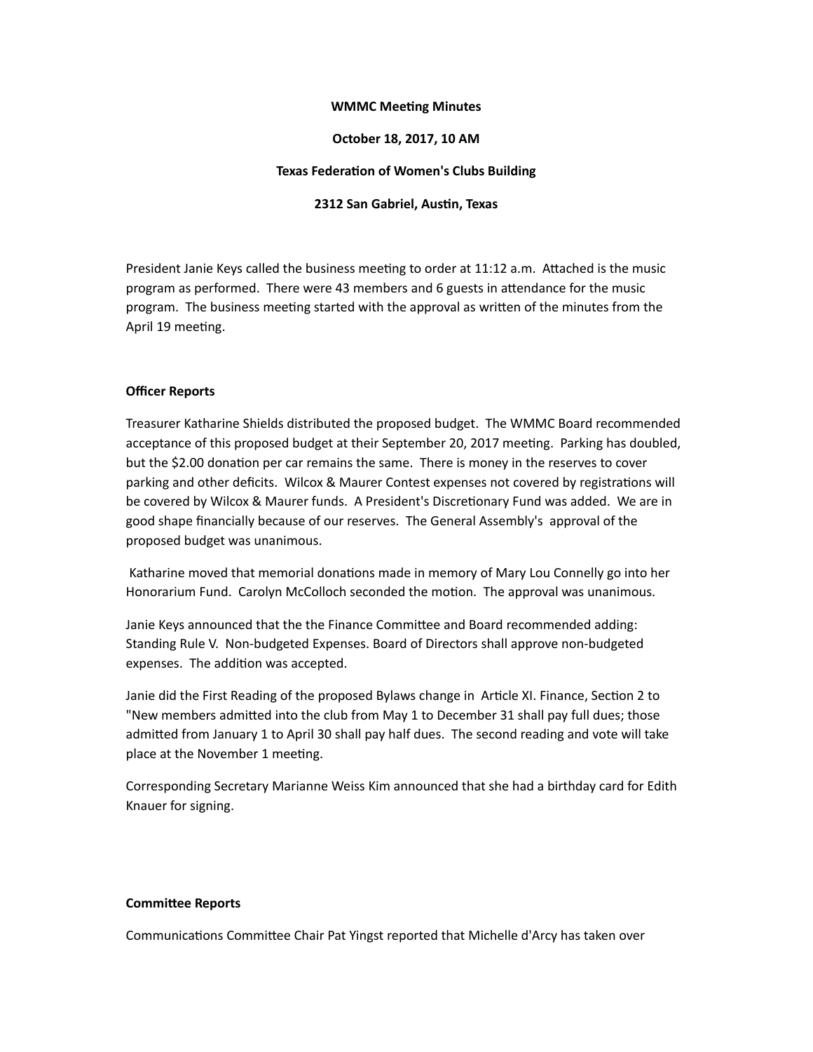**WMMC Meeting Minutes**

**October 18, 2017, 10 AM**

**Texas Federation of Women's Clubs Building**

**2312 San Gabriel, Austin, Texas**

President Janie Keys called the business meeting to order at 11:12 a.m. Attached is the music program as performed. There were 43 members and 6 guests in attendance for the music program. The business meeting started with the approval as written of the minutes from the April 19 meeting.

**Officer Reports**

Treasurer Katharine Shields distributed the proposed budget. The WMMC Board recommended acceptance of this proposed budget at their September 20, 2017 meeting. Parking has doubled, but the $2.00 donation per car remains the same. There is money in the reserves to cover parking and other deficits. Wilcox & Maurer Contest expenses not covered by registrations will be covered by Wilcox & Maurer funds. A President's Discretionary Fund was added. We are in good shape financially because of our reserves. The General Assembly's approval of the proposed budget was unanimous.

Katharine moved that memorial donations made in memory of Mary Lou Connelly go into her Honorarium Fund. Carolyn McColloch seconded the motion. The approval was unanimous.

Janie Keys announced that the the Finance Committee and Board recommended adding: Standing Rule V. Non-budgeted Expenses. Board of Directors shall approve non-budgeted expenses. The addition was accepted.

Janie did the First Reading of the proposed Bylaws change in Article XI. Finance, Section 2 to "New members admitted into the club from May 1 to December 31 shall pay full dues; those admitted from January 1 to April 30 shall pay half dues. The second reading and vote will take place at the November 1 meeting.

Corresponding Secretary Marianne Weiss Kim announced that she had a birthday card for Edith Knauer for signing.

**Committee Reports**

Communications Committee Chair Pat Yingst reported that Michelle d'Arcy has taken over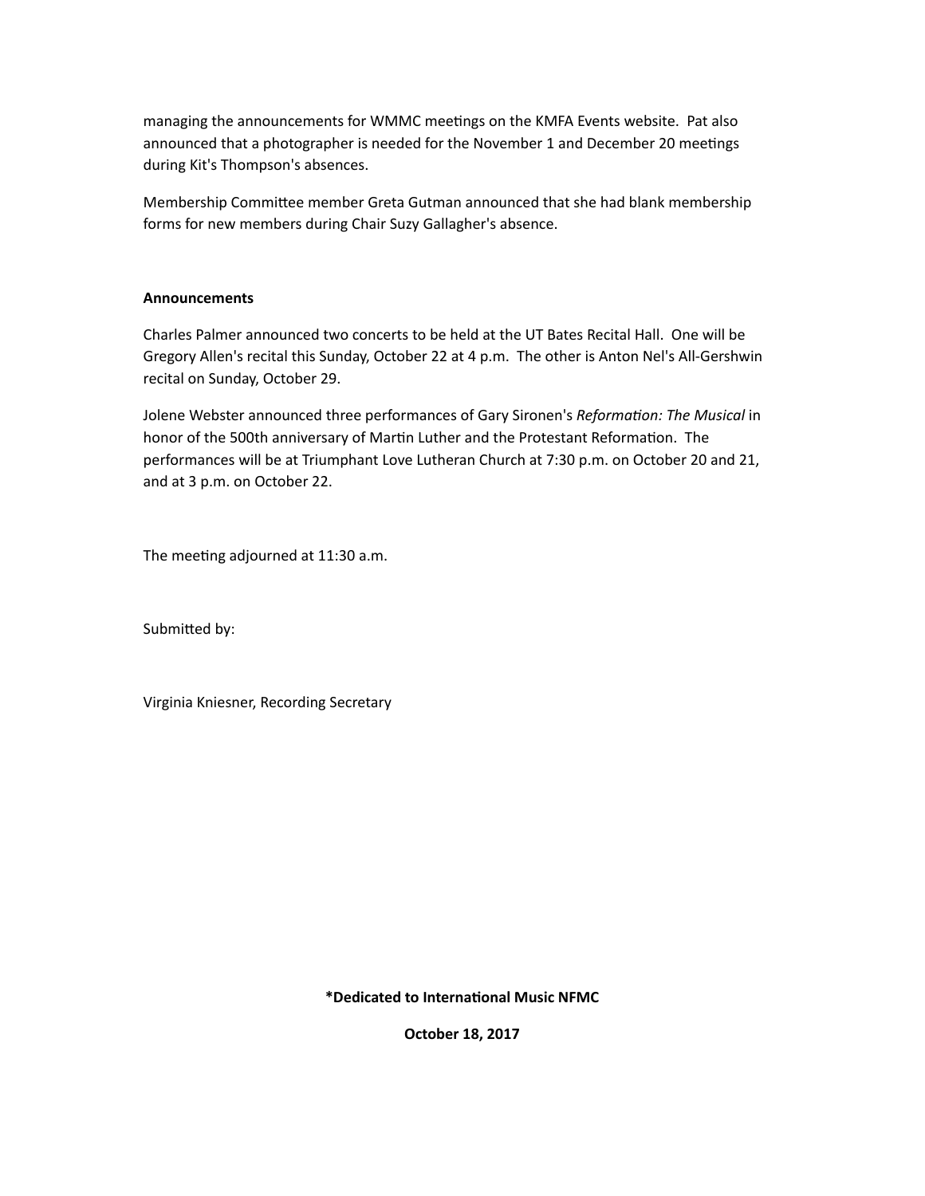managing the announcements for WMMC meetings on the KMFA Events website. Pat also announced that a photographer is needed for the November 1 and December 20 meetings during Kit's Thompson's absences.

Membership Committee member Greta Gutman announced that she had blank membership forms for new members during Chair Suzy Gallagher's absence.

**Announcements**

Charles Palmer announced two concerts to be held at the UT Bates Recital Hall. One will be Gregory Allen's recital this Sunday, October 22 at 4 p.m. The other is Anton Nel's All-Gershwin recital on Sunday, October 29.

Jolene Webster announced three performances of Gary Sironen's *Reformation: The Musical* in honor of the 500th anniversary of Martin Luther and the Protestant Reformation. The performances will be at Triumphant Love Lutheran Church at 7:30 p.m. on October 20 and 21, and at 3 p.m. on October 22.

The meeting adjourned at 11:30 a.m.

Submitted by:

Virginia Kniesner, Recording Secretary

**\*Dedicated to International Music NFMC**

**October 18, 2017**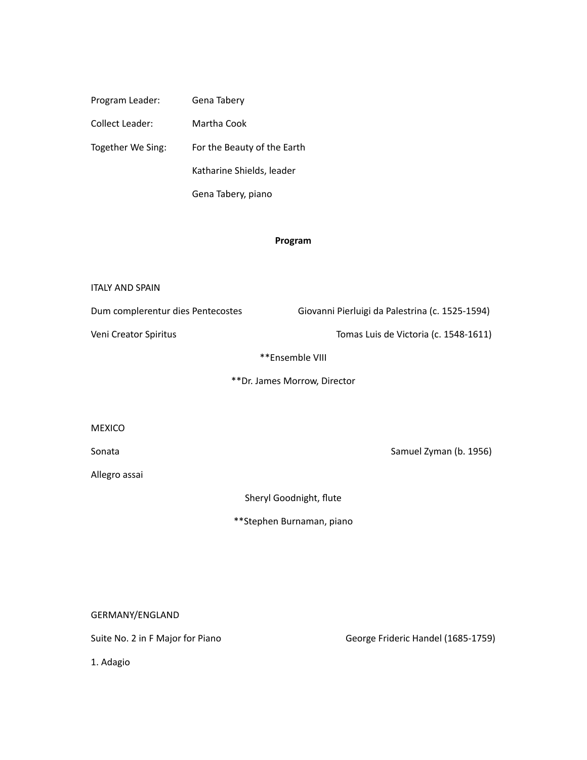Program Leader: Gena Tabery

Collect Leader: Martha Cook

Together We Sing: For the Beauty of the Earth

Katharine Shields, leader

Gena Tabery, piano

**Program**

ITALY AND SPAIN

Dum complerentur dies Pentecostes — Giovanni Pierluigi da Palestrina (c. 1525-1594)

Veni Creator Spiritus — Tomas Luis de Victoria (c. 1548-1611)

**Ensemble VIII

**Dr. James Morrow, Director

MEXICO

Sonata — Samuel Zyman (b. 1956)

Allegro assai

Sheryl Goodnight, flute

**Stephen Burnaman, piano

GERMANY/ENGLAND

Suite No. 2 in F Major for Piano — George Frideric Handel (1685-1759)

1. Adagio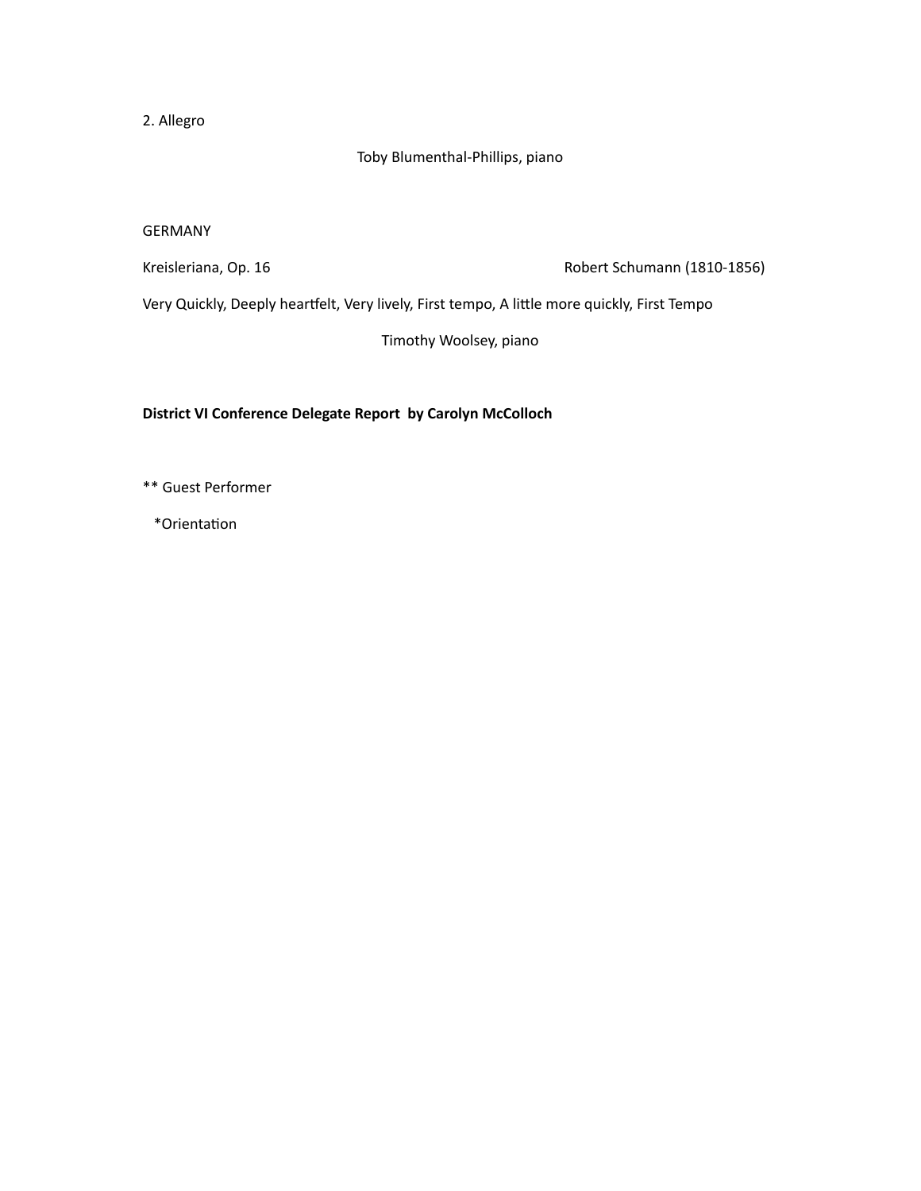2. Allegro

Toby Blumenthal-Phillips, piano

GERMANY

Kreisleriana, Op. 16 Robert Schumann (1810-1856)

Very Quickly, Deeply heartfelt, Very lively, First tempo, A little more quickly, First Tempo

Timothy Woolsey, piano

**District VI Conference Delegate Report by Carolyn McColloch**

** Guest Performer

*Orientation